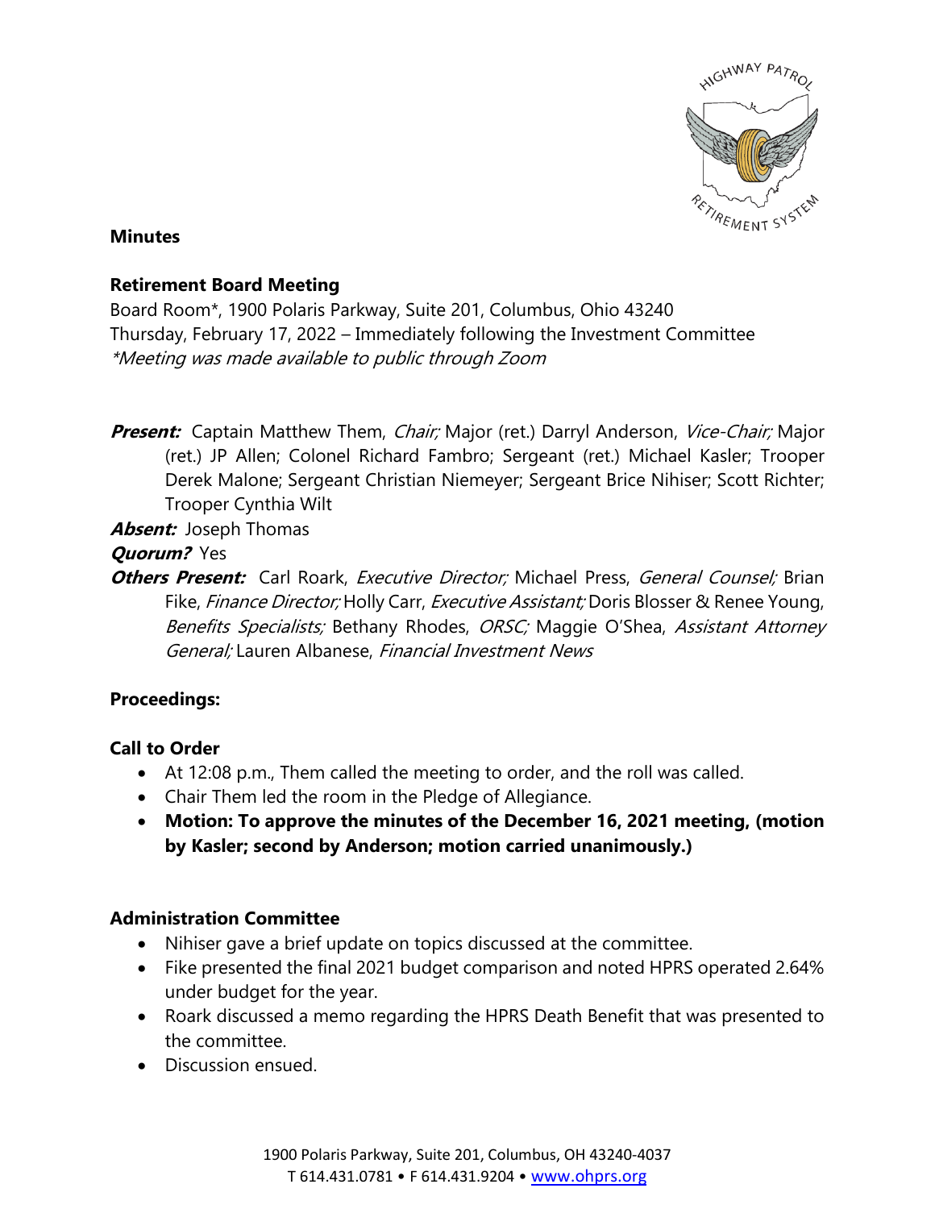**Minutes**

**Retirement Board Meeting**

Board Room*, 1900 Polaris Parkway, Suite 201, Columbus, Ohio 43240
Thursday, February 17, 2022 – Immediately following the Investment Committee
*\*Meeting was made available to public through Zoom*

***Present:*** Captain Matthew Them, *Chair;* Major (ret.) Darryl Anderson, *Vice-Chair;* Major (ret.) JP Allen; Colonel Richard Fambro; Sergeant (ret.) Michael Kasler; Trooper Derek Malone; Sergeant Christian Niemeyer; Sergeant Brice Nihiser; Scott Richter; Trooper Cynthia Wilt

***Absent:*** Joseph Thomas

***Quorum?*** Yes

***Others Present:*** Carl Roark, *Executive Director;* Michael Press, *General Counsel;* Brian Fike, *Finance Director;* Holly Carr, *Executive Assistant;* Doris Blosser & Renee Young, *Benefits Specialists;* Bethany Rhodes, *ORSC;* Maggie O'Shea, *Assistant Attorney General;* Lauren Albanese, *Financial Investment News*

**Proceedings:**

**Call to Order**

- At 12:08 p.m., Them called the meeting to order, and the roll was called.
- Chair Them led the room in the Pledge of Allegiance.
- **Motion: To approve the minutes of the December 16, 2021 meeting, (motion by Kasler; second by Anderson; motion carried unanimously.)**

**Administration Committee**

- Nihiser gave a brief update on topics discussed at the committee.
- Fike presented the final 2021 budget comparison and noted HPRS operated 2.64% under budget for the year.
- Roark discussed a memo regarding the HPRS Death Benefit that was presented to the committee.
- Discussion ensued.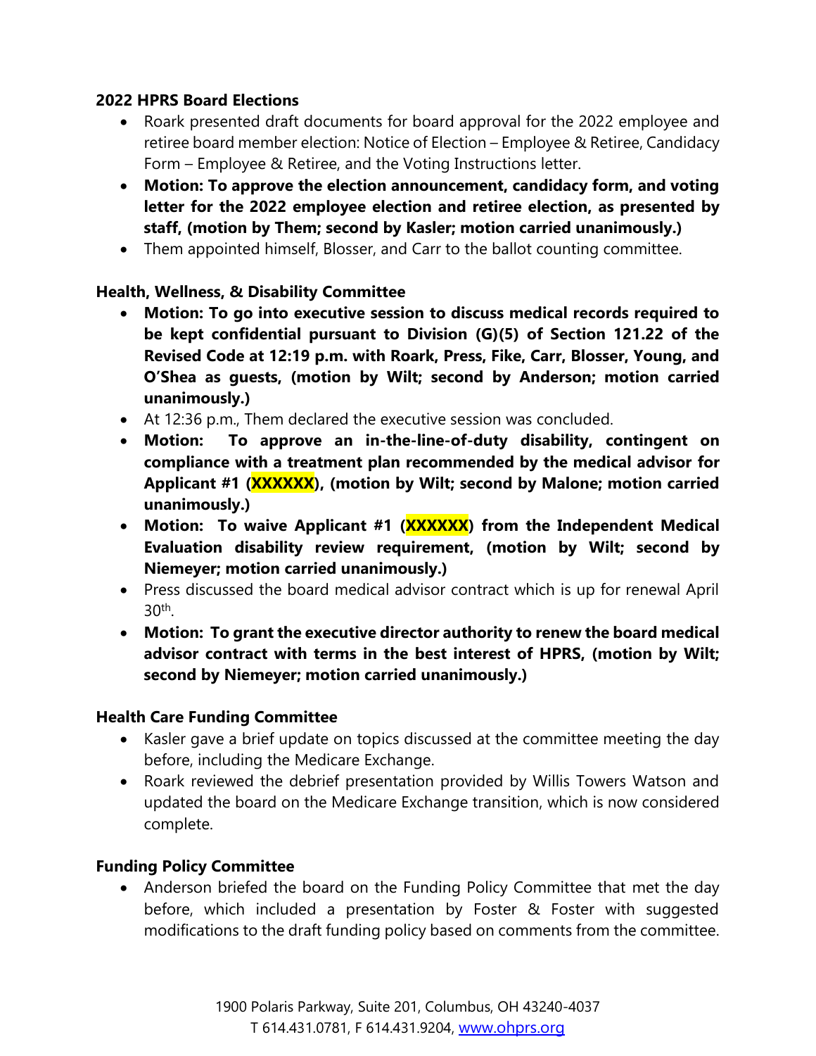**2022 HPRS Board Elections**

- Roark presented draft documents for board approval for the 2022 employee and retiree board member election: Notice of Election – Employee & Retiree, Candidacy Form – Employee & Retiree, and the Voting Instructions letter.
- **Motion: To approve the election announcement, candidacy form, and voting letter for the 2022 employee election and retiree election, as presented by staff, (motion by Them; second by Kasler; motion carried unanimously.)**
- Them appointed himself, Blosser, and Carr to the ballot counting committee.

**Health, Wellness, & Disability Committee**

- **Motion: To go into executive session to discuss medical records required to be kept confidential pursuant to Division (G)(5) of Section 121.22 of the Revised Code at 12:19 p.m. with Roark, Press, Fike, Carr, Blosser, Young, and O'Shea as guests, (motion by Wilt; second by Anderson; motion carried unanimously.)**
- At 12:36 p.m., Them declared the executive session was concluded.
- **Motion: To approve an in-the-line-of-duty disability, contingent on compliance with a treatment plan recommended by the medical advisor for Applicant #1 (XXXXXX), (motion by Wilt; second by Malone; motion carried unanimously.)**
- **Motion: To waive Applicant #1 (XXXXXX) from the Independent Medical Evaluation disability review requirement, (motion by Wilt; second by Niemeyer; motion carried unanimously.)**
- Press discussed the board medical advisor contract which is up for renewal April 30th.
- **Motion: To grant the executive director authority to renew the board medical advisor contract with terms in the best interest of HPRS, (motion by Wilt; second by Niemeyer; motion carried unanimously.)**

**Health Care Funding Committee**

- Kasler gave a brief update on topics discussed at the committee meeting the day before, including the Medicare Exchange.
- Roark reviewed the debrief presentation provided by Willis Towers Watson and updated the board on the Medicare Exchange transition, which is now considered complete.

**Funding Policy Committee**

- Anderson briefed the board on the Funding Policy Committee that met the day before, which included a presentation by Foster & Foster with suggested modifications to the draft funding policy based on comments from the committee.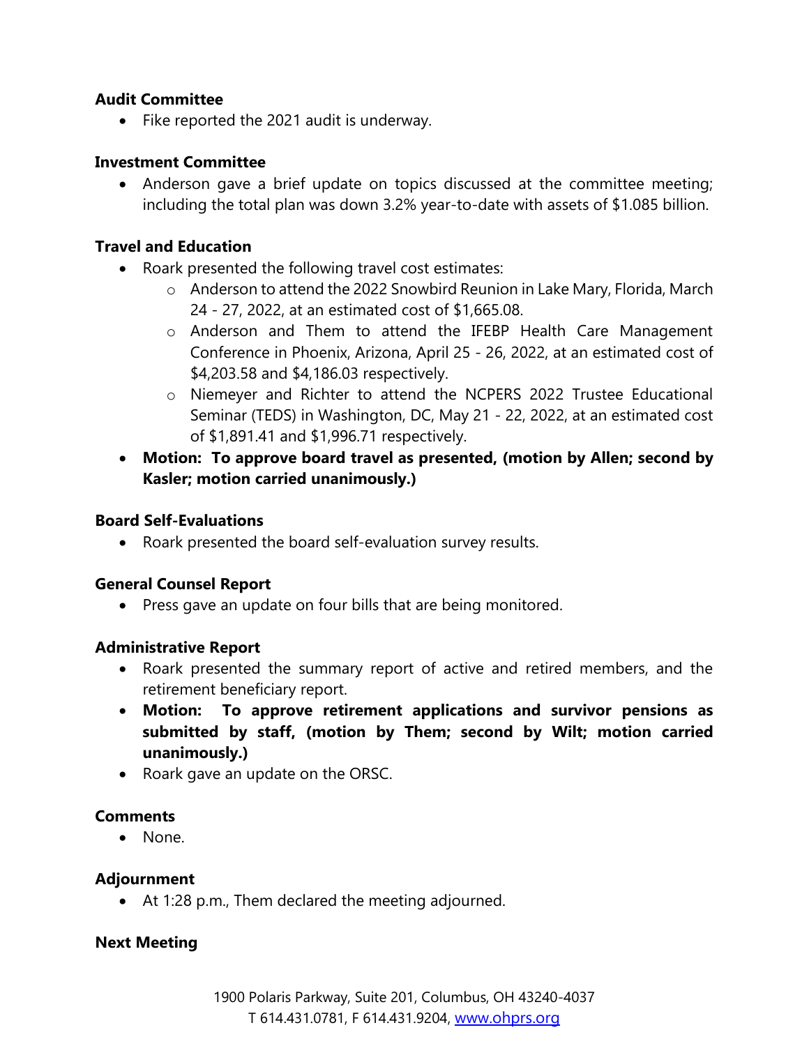**Audit Committee**

- Fike reported the 2021 audit is underway.

**Investment Committee**

- Anderson gave a brief update on topics discussed at the committee meeting; including the total plan was down 3.2% year-to-date with assets of $1.085 billion.

**Travel and Education**

- Roark presented the following travel cost estimates:
    - Anderson to attend the 2022 Snowbird Reunion in Lake Mary, Florida, March 24 - 27, 2022, at an estimated cost of $1,665.08.
    - Anderson and Them to attend the IFEBP Health Care Management Conference in Phoenix, Arizona, April 25 - 26, 2022, at an estimated cost of $4,203.58 and $4,186.03 respectively.
    - Niemeyer and Richter to attend the NCPERS 2022 Trustee Educational Seminar (TEDS) in Washington, DC, May 21 - 22, 2022, at an estimated cost of $1,891.41 and $1,996.71 respectively.
- **Motion: To approve board travel as presented, (motion by Allen; second by Kasler; motion carried unanimously.)**

**Board Self-Evaluations**

- Roark presented the board self-evaluation survey results.

**General Counsel Report**

- Press gave an update on four bills that are being monitored.

**Administrative Report**

- Roark presented the summary report of active and retired members, and the retirement beneficiary report.
- **Motion: To approve retirement applications and survivor pensions as submitted by staff, (motion by Them; second by Wilt; motion carried unanimously.)**
- Roark gave an update on the ORSC.

**Comments**

- None.

**Adjournment**

- At 1:28 p.m., Them declared the meeting adjourned.

**Next Meeting**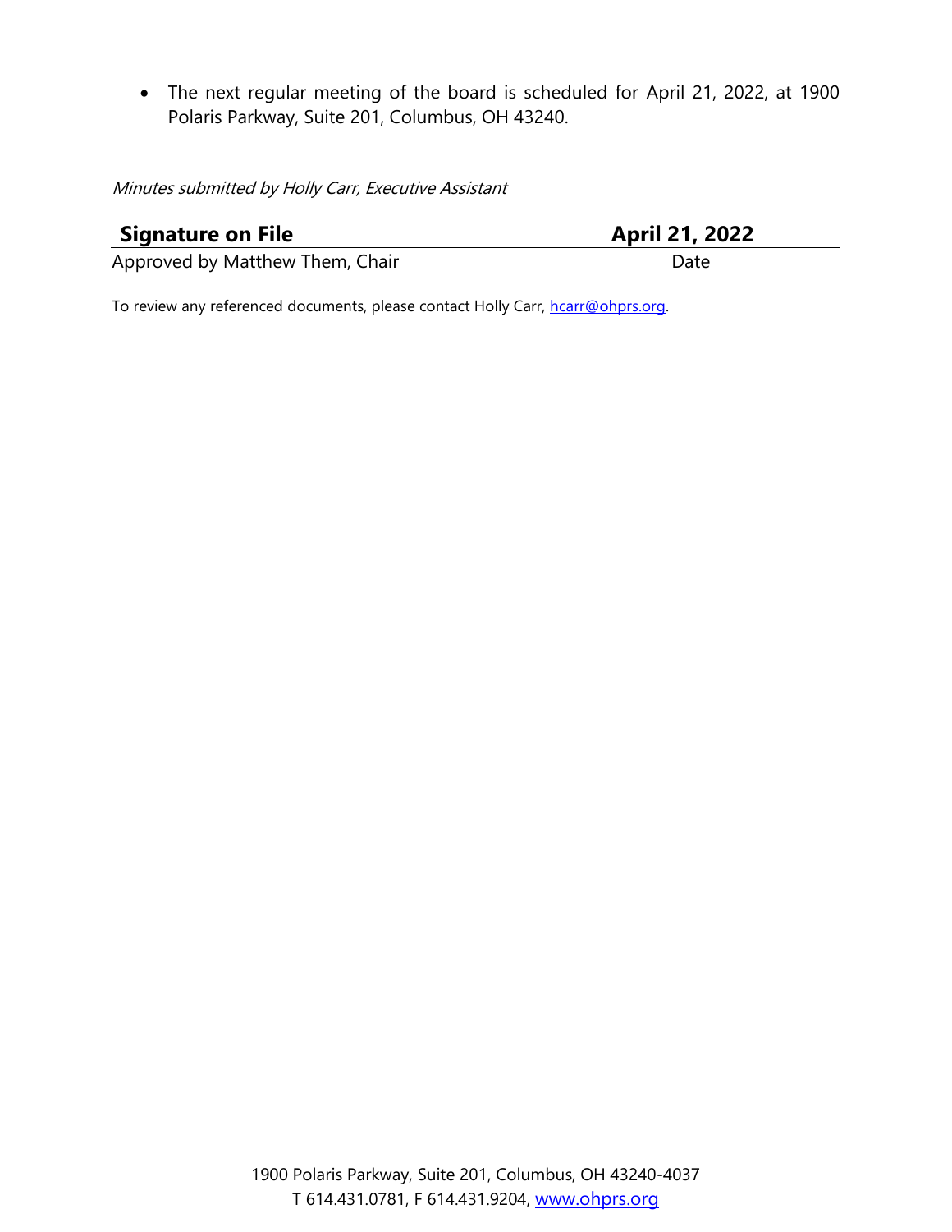- The next regular meeting of the board is scheduled for April 21, 2022, at 1900 Polaris Parkway, Suite 201, Columbus, OH 43240.

*Minutes submitted by Holly Carr, Executive Assistant*

| **Signature on File** | **April 21, 2022** |
|---|---|
| Approved by Matthew Them, Chair | Date |

To review any referenced documents, please contact Holly Carr, hcarr@ohprs.org.